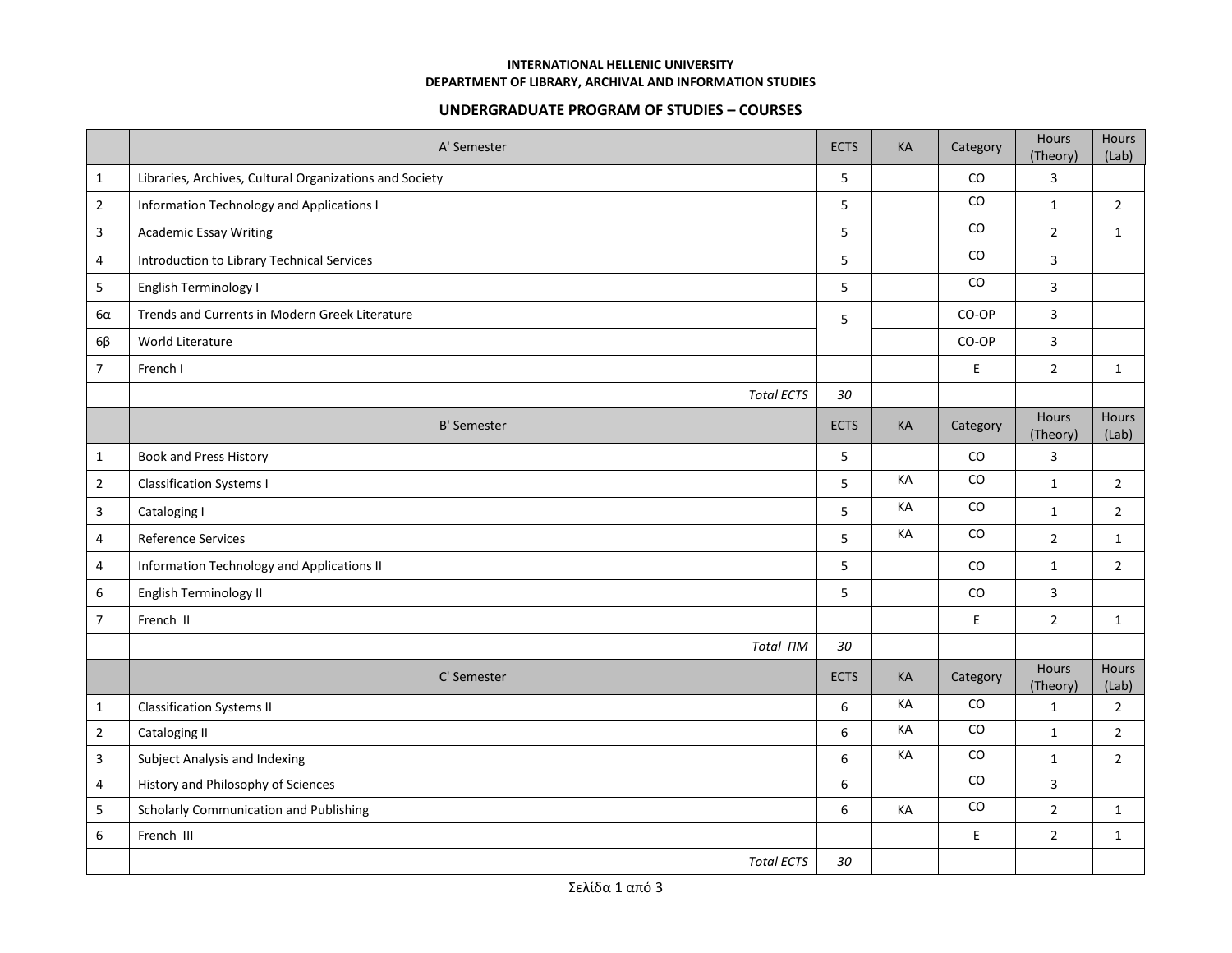**INTERNATIONAL HELLENIC UNIVERSITY**
**DEPARTMENT OF LIBRARY, ARCHIVAL AND INFORMATION STUDIES**

## UNDERGRADUATE PROGRAM OF STUDIES – COURSES

| | A' Semester | ECTS | KA | Category | Hours (Theory) | Hours (Lab) |
|---|---|---|---|---|---|---|
| 1 | Libraries, Archives, Cultural Organizations and Society | 5 | | CO | 3 | |
| 2 | Information Technology and Applications I | 5 | | CO | 1 | 2 |
| 3 | Academic Essay Writing | 5 | | CO | 2 | 1 |
| 4 | Introduction to Library Technical Services | 5 | | CO | 3 | |
| 5 | English Terminology I | 5 | | CO | 3 | |
| 6α | Trends and Currents in Modern Greek Literature | 5 | | CO-OP | 3 | |
| 6β | World Literature | | | CO-OP | 3 | |
| 7 | French I | | | E | 2 | 1 |
| | *Total ECTS* | *30* | | | | |
| | B' Semester | ECTS | KA | Category | Hours (Theory) | Hours (Lab) |
| 1 | Book and Press History | 5 | | CO | 3 | |
| 2 | Classification Systems I | 5 | KA | CO | 1 | 2 |
| 3 | Cataloging I | 5 | KA | CO | 1 | 2 |
| 4 | Reference Services | 5 | KA | CO | 2 | 1 |
| 4 | Information Technology and Applications II | 5 | | CO | 1 | 2 |
| 6 | English Terminology II | 5 | | CO | 3 | |
| 7 | French II | | | E | 2 | 1 |
| | *Total ΠΜ* | *30* | | | | |
| | C' Semester | ECTS | KA | Category | Hours (Theory) | Hours (Lab) |
| 1 | Classification Systems II | 6 | KA | CO | 1 | 2 |
| 2 | Cataloging II | 6 | KA | CO | 1 | 2 |
| 3 | Subject Analysis and Indexing | 6 | KA | CO | 1 | 2 |
| 4 | History and Philosophy of Sciences | 6 | | CO | 3 | |
| 5 | Scholarly Communication and Publishing | 6 | KA | CO | 2 | 1 |
| 6 | French III | | | E | 2 | 1 |
| | *Total ECTS* | *30* | | | | |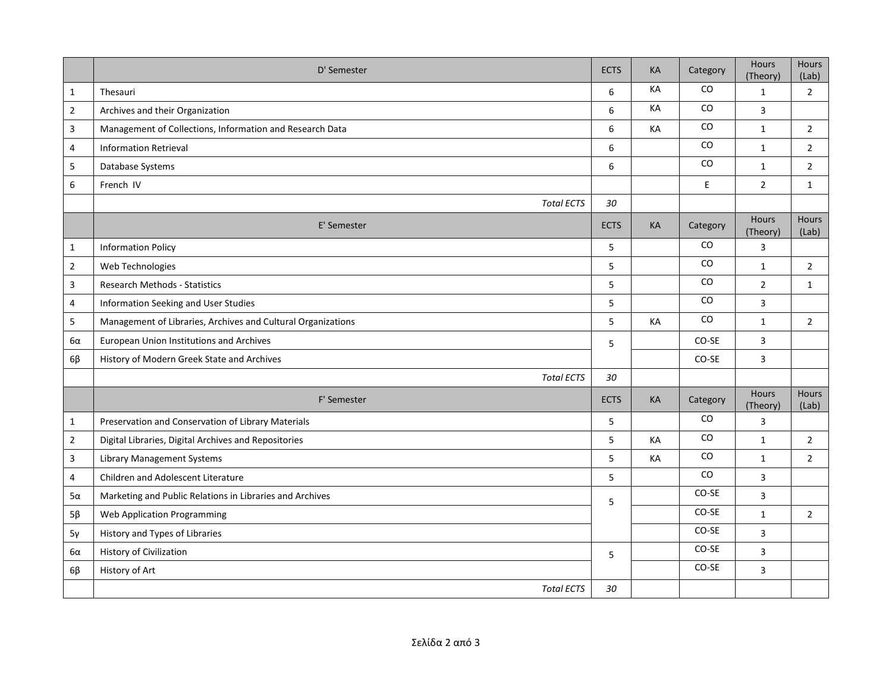| | D' Semester | ECTS | KA | Category | Hours (Theory) | Hours (Lab) |
|---|---|---|---|---|---|---|
| 1 | Thesauri | 6 | KA | CO | 1 | 2 |
| 2 | Archives and their Organization | 6 | KA | CO | 3 | |
| 3 | Management of Collections, Information and Research Data | 6 | KA | CO | 1 | 2 |
| 4 | Information Retrieval | 6 | | CO | 1 | 2 |
| 5 | Database Systems | 6 | | CO | 1 | 2 |
| 6 | French IV | | | E | 2 | 1 |
| | *Total ECTS* | *30* | | | | |
| | E' Semester | ECTS | KA | Category | Hours (Theory) | Hours (Lab) |
| 1 | Information Policy | 5 | | CO | 3 | |
| 2 | Web Technologies | 5 | | CO | 1 | 2 |
| 3 | Research Methods - Statistics | 5 | | CO | 2 | 1 |
| 4 | Information Seeking and User Studies | 5 | | CO | 3 | |
| 5 | Management of Libraries, Archives and Cultural Organizations | 5 | KA | CO | 1 | 2 |
| 6α | European Union Institutions and Archives | 5 | | CO-SE | 3 | |
| 6β | History of Modern Greek State and Archives | | | CO-SE | 3 | |
| | *Total ECTS* | *30* | | | | |
| | F' Semester | ECTS | KA | Category | Hours (Theory) | Hours (Lab) |
| 1 | Preservation and Conservation of Library Materials | 5 | | CO | 3 | |
| 2 | Digital Libraries, Digital Archives and Repositories | 5 | KA | CO | 1 | 2 |
| 3 | Library Management Systems | 5 | KA | CO | 1 | 2 |
| 4 | Children and Adolescent Literature | 5 | | CO | 3 | |
| 5α | Marketing and Public Relations in Libraries and Archives | 5 | | CO-SE | 3 | |
| 5β | Web Application Programming | | | CO-SE | 1 | 2 |
| 5γ | History and Types of Libraries | | | CO-SE | 3 | |
| 6α | History of Civilization | 5 | | CO-SE | 3 | |
| 6β | History of Art | | | CO-SE | 3 | |
| | *Total ECTS* | *30* | | | | |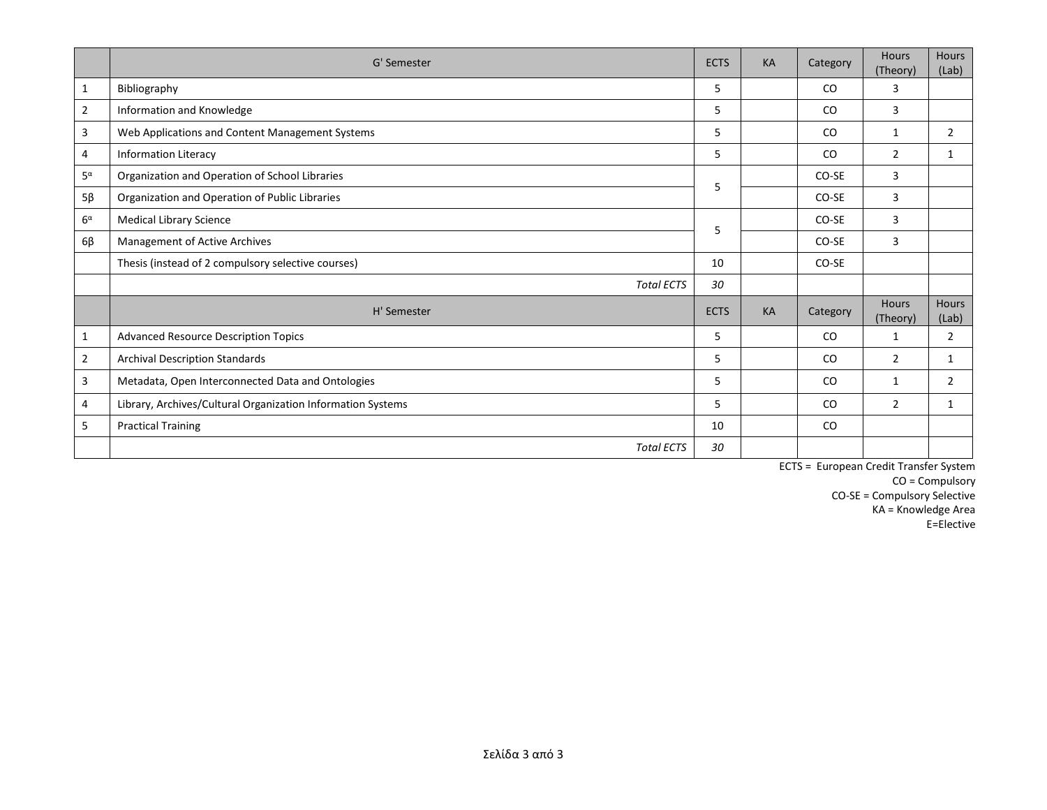| | G' Semester | ECTS | KA | Category | Hours (Theory) | Hours (Lab) |
|---|---|---|---|---|---|---|
| 1 | Bibliography | 5 | | CO | 3 | |
| 2 | Information and Knowledge | 5 | | CO | 3 | |
| 3 | Web Applications and Content Management Systems | 5 | | CO | 1 | 2 |
| 4 | Information Literacy | 5 | | CO | 2 | 1 |
| 5α | Organization and Operation of School Libraries | 5 | | CO-SE | 3 | |
| 5β | Organization and Operation of Public Libraries | | | CO-SE | 3 | |
| 6α | Medical Library Science | 5 | | CO-SE | 3 | |
| 6β | Management of Active Archives | | | CO-SE | 3 | |
| | Thesis (instead of 2 compulsory selective courses) | 10 | | CO-SE | | |
| | *Total ECTS* | *30* | | | | |
| | **H' Semester** | **ECTS** | **KA** | **Category** | **Hours (Theory)** | **Hours (Lab)** |
| 1 | Advanced Resource Description Topics | 5 | | CO | 1 | 2 |
| 2 | Archival Description Standards | 5 | | CO | 2 | 1 |
| 3 | Metadata, Open Interconnected Data and Ontologies | 5 | | CO | 1 | 2 |
| 4 | Library, Archives/Cultural Organization Information Systems | 5 | | CO | 2 | 1 |
| 5 | Practical Training | 10 | | CO | | |
| | *Total ECTS* | *30* | | | | |

ECTS = European Credit Transfer System
CO = Compulsory
CO-SE = Compulsory Selective
KA = Knowledge Area
E=Elective